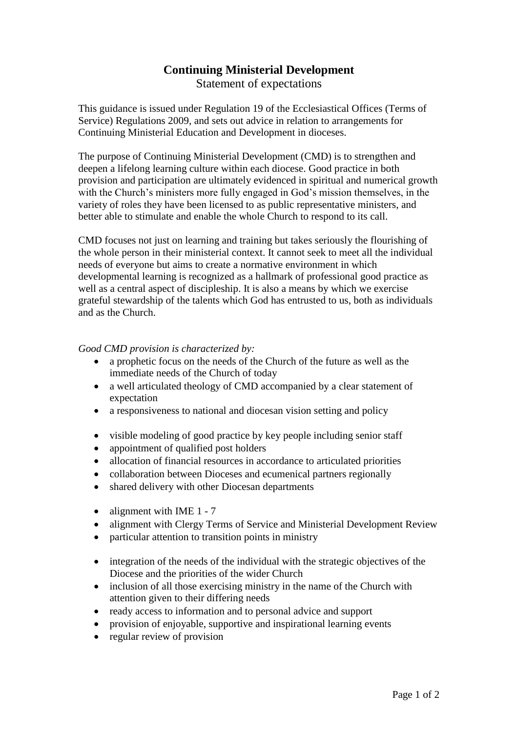# **Continuing Ministerial Development**

Statement of expectations

This guidance is issued under Regulation 19 of the Ecclesiastical Offices (Terms of Service) Regulations 2009, and sets out advice in relation to arrangements for Continuing Ministerial Education and Development in dioceses.

The purpose of Continuing Ministerial Development (CMD) is to strengthen and deepen a lifelong learning culture within each diocese. Good practice in both provision and participation are ultimately evidenced in spiritual and numerical growth with the Church's ministers more fully engaged in God's mission themselves, in the variety of roles they have been licensed to as public representative ministers, and better able to stimulate and enable the whole Church to respond to its call.

CMD focuses not just on learning and training but takes seriously the flourishing of the whole person in their ministerial context. It cannot seek to meet all the individual needs of everyone but aims to create a normative environment in which developmental learning is recognized as a hallmark of professional good practice as well as a central aspect of discipleship. It is also a means by which we exercise grateful stewardship of the talents which God has entrusted to us, both as individuals and as the Church.

*Good CMD provision is characterized by:*

- a prophetic focus on the needs of the Church of the future as well as the immediate needs of the Church of today
- a well articulated theology of CMD accompanied by a clear statement of expectation
- a responsiveness to national and diocesan vision setting and policy

- visible modeling of good practice by key people including senior staff
- appointment of qualified post holders
- allocation of financial resources in accordance to articulated priorities
- collaboration between Dioceses and ecumenical partners regionally
- shared delivery with other Diocesan departments

- alignment with IME 1 - 7
- alignment with Clergy Terms of Service and Ministerial Development Review
- particular attention to transition points in ministry

- integration of the needs of the individual with the strategic objectives of the Diocese and the priorities of the wider Church
- inclusion of all those exercising ministry in the name of the Church with attention given to their differing needs
- ready access to information and to personal advice and support
- provision of enjoyable, supportive and inspirational learning events
- regular review of provision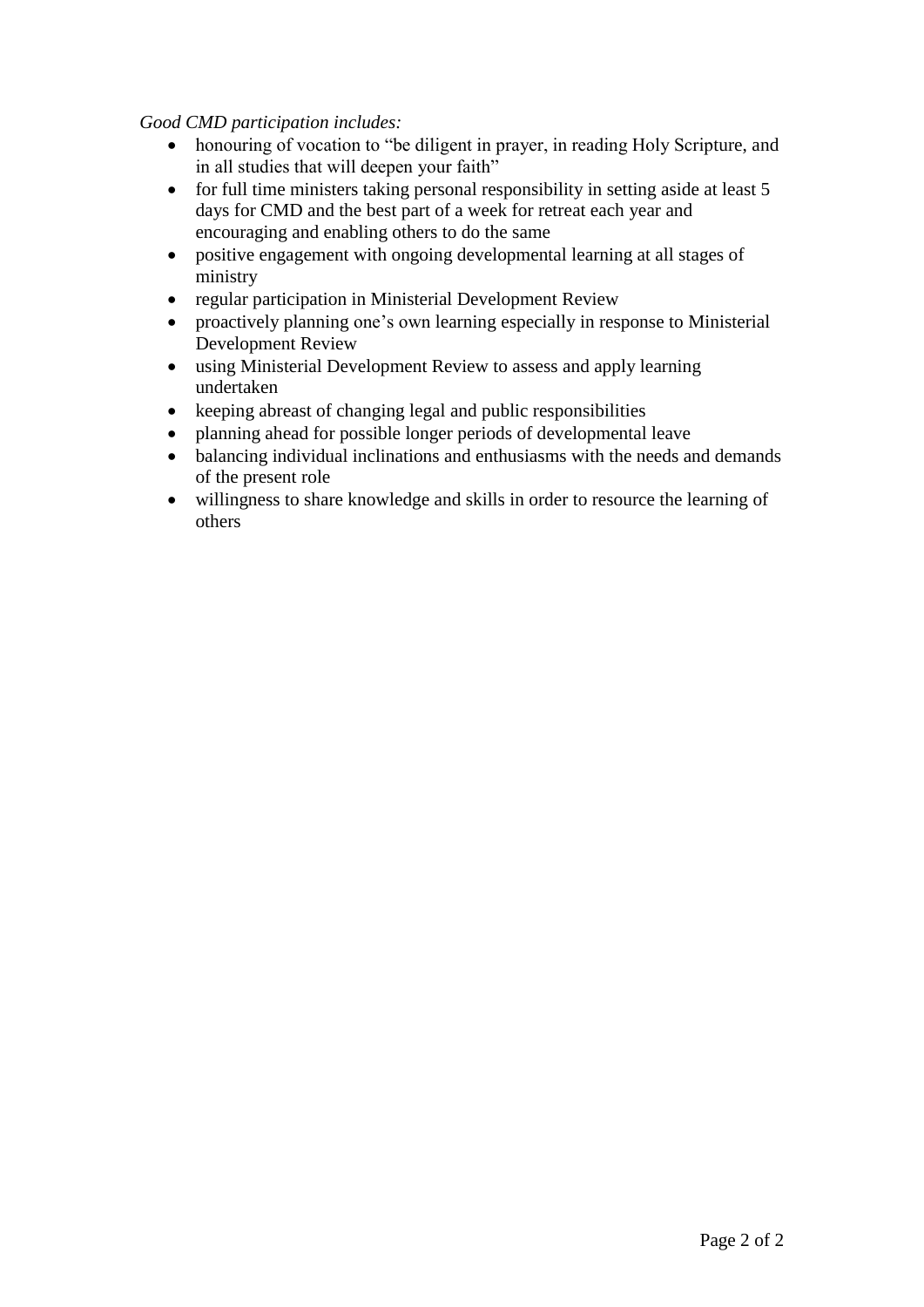*Good CMD participation includes:*

- honouring of vocation to “be diligent in prayer, in reading Holy Scripture, and in all studies that will deepen your faith”
- for full time ministers taking personal responsibility in setting aside at least 5 days for CMD and the best part of a week for retreat each year and encouraging and enabling others to do the same
- positive engagement with ongoing developmental learning at all stages of ministry
- regular participation in Ministerial Development Review
- proactively planning one’s own learning especially in response to Ministerial Development Review
- using Ministerial Development Review to assess and apply learning undertaken
- keeping abreast of changing legal and public responsibilities
- planning ahead for possible longer periods of developmental leave
- balancing individual inclinations and enthusiasms with the needs and demands of the present role
- willingness to share knowledge and skills in order to resource the learning of others